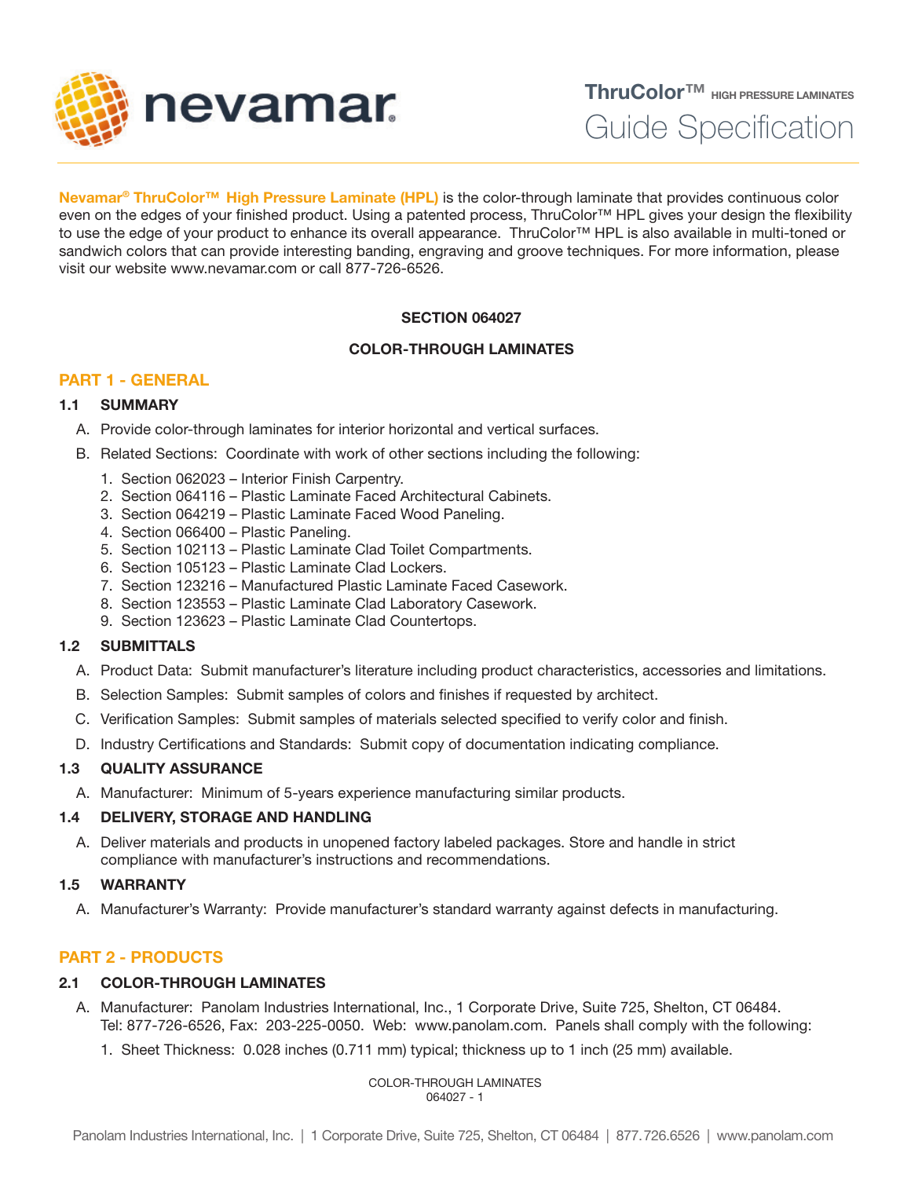# ThruColor™ HIGH PRESSURE LAMINATES
## Guide Specification

**Nevamar® ThruColor™ High Pressure Laminate (HPL)** is the color-through laminate that provides continuous color even on the edges of your finished product. Using a patented process, ThruColor™ HPL gives your design the flexibility to use the edge of your product to enhance its overall appearance. ThruColor™ HPL is also available in multi-toned or sandwich colors that can provide interesting banding, engraving and groove techniques. For more information, please visit our website www.nevamar.com or call 877-726-6526.

**SECTION 064027**

**COLOR-THROUGH LAMINATES**

## PART 1 - GENERAL

### 1.1 SUMMARY

A. Provide color-through laminates for interior horizontal and vertical surfaces.

B. Related Sections: Coordinate with work of other sections including the following:

1. Section 062023 – Interior Finish Carpentry.
2. Section 064116 – Plastic Laminate Faced Architectural Cabinets.
3. Section 064219 – Plastic Laminate Faced Wood Paneling.
4. Section 066400 – Plastic Paneling.
5. Section 102113 – Plastic Laminate Clad Toilet Compartments.
6. Section 105123 – Plastic Laminate Clad Lockers.
7. Section 123216 – Manufactured Plastic Laminate Faced Casework.
8. Section 123553 – Plastic Laminate Clad Laboratory Casework.
9. Section 123623 – Plastic Laminate Clad Countertops.

### 1.2 SUBMITTALS

A. Product Data: Submit manufacturer's literature including product characteristics, accessories and limitations.

B. Selection Samples: Submit samples of colors and finishes if requested by architect.

C. Verification Samples: Submit samples of materials selected specified to verify color and finish.

D. Industry Certifications and Standards: Submit copy of documentation indicating compliance.

### 1.3 QUALITY ASSURANCE

A. Manufacturer: Minimum of 5-years experience manufacturing similar products.

### 1.4 DELIVERY, STORAGE AND HANDLING

A. Deliver materials and products in unopened factory labeled packages. Store and handle in strict compliance with manufacturer's instructions and recommendations.

### 1.5 WARRANTY

A. Manufacturer's Warranty: Provide manufacturer's standard warranty against defects in manufacturing.

## PART 2 - PRODUCTS

### 2.1 COLOR-THROUGH LAMINATES

A. Manufacturer: Panolam Industries International, Inc., 1 Corporate Drive, Suite 725, Shelton, CT 06484. Tel: 877-726-6526, Fax: 203-225-0050. Web: www.panolam.com. Panels shall comply with the following:

1. Sheet Thickness: 0.028 inches (0.711 mm) typical; thickness up to 1 inch (25 mm) available.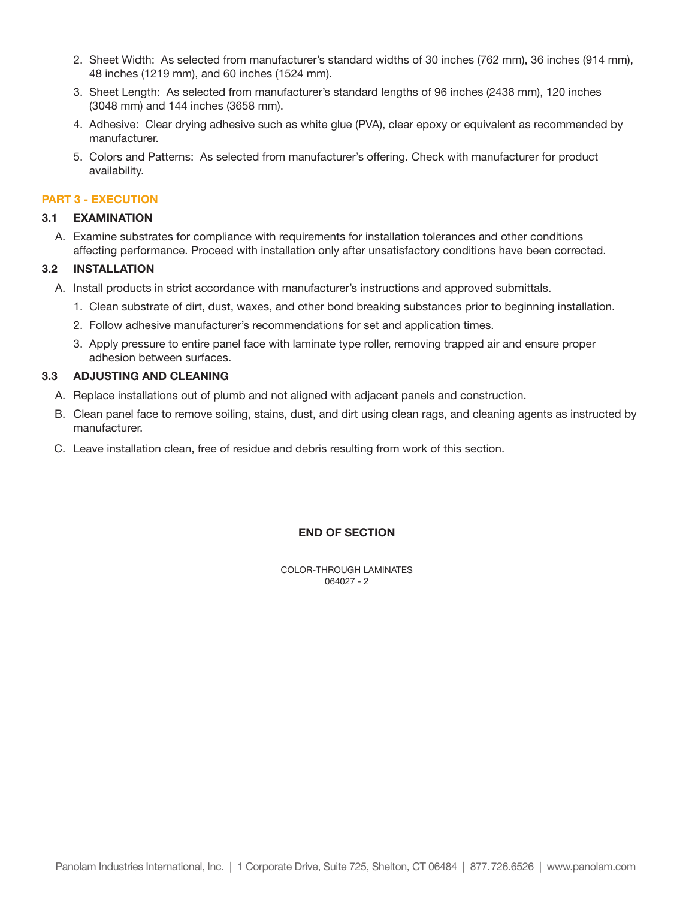2. Sheet Width: As selected from manufacturer's standard widths of 30 inches (762 mm), 36 inches (914 mm), 48 inches (1219 mm), and 60 inches (1524 mm).
3. Sheet Length: As selected from manufacturer's standard lengths of 96 inches (2438 mm), 120 inches (3048 mm) and 144 inches (3658 mm).
4. Adhesive: Clear drying adhesive such as white glue (PVA), clear epoxy or equivalent as recommended by manufacturer.
5. Colors and Patterns: As selected from manufacturer's offering. Check with manufacturer for product availability.

## PART 3 - EXECUTION

### 3.1 EXAMINATION

A. Examine substrates for compliance with requirements for installation tolerances and other conditions affecting performance. Proceed with installation only after unsatisfactory conditions have been corrected.

### 3.2 INSTALLATION

A. Install products in strict accordance with manufacturer's instructions and approved submittals.
   1. Clean substrate of dirt, dust, waxes, and other bond breaking substances prior to beginning installation.
   2. Follow adhesive manufacturer's recommendations for set and application times.
   3. Apply pressure to entire panel face with laminate type roller, removing trapped air and ensure proper adhesion between surfaces.

### 3.3 ADJUSTING AND CLEANING

A. Replace installations out of plumb and not aligned with adjacent panels and construction.

B. Clean panel face to remove soiling, stains, dust, and dirt using clean rags, and cleaning agents as instructed by manufacturer.

C. Leave installation clean, free of residue and debris resulting from work of this section.

**END OF SECTION**